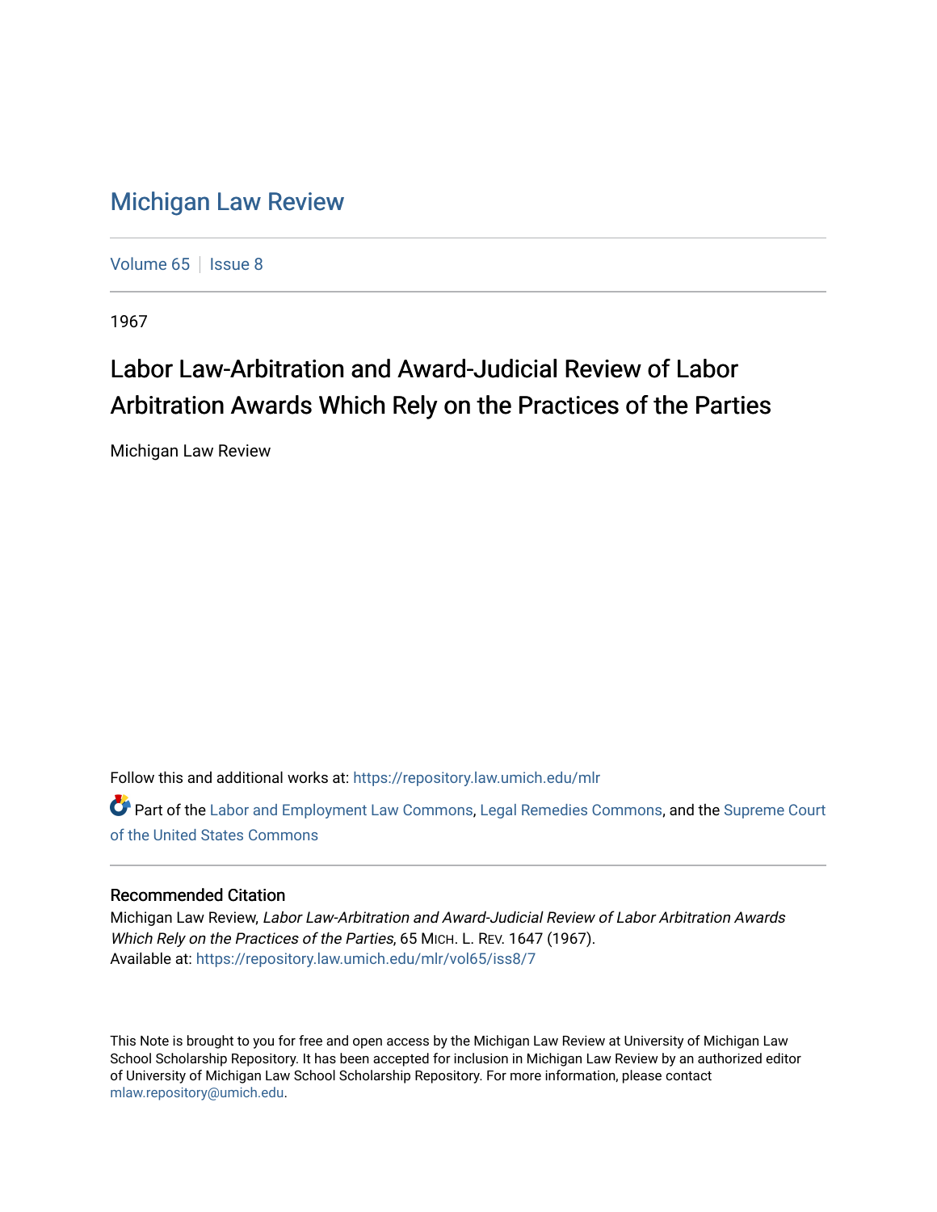# Michigan Law Review

Volume 65 | Issue 8

1967

## Labor Law-Arbitration and Award-Judicial Review of Labor Arbitration Awards Which Rely on the Practices of the Parties

Michigan Law Review

Follow this and additional works at: https://repository.law.umich.edu/mlr

Part of the Labor and Employment Law Commons, Legal Remedies Commons, and the Supreme Court of the United States Commons

### Recommended Citation

Michigan Law Review, *Labor Law-Arbitration and Award-Judicial Review of Labor Arbitration Awards Which Rely on the Practices of the Parties*, 65 MICH. L. REV. 1647 (1967).
Available at: https://repository.law.umich.edu/mlr/vol65/iss8/7

This Note is brought to you for free and open access by the Michigan Law Review at University of Michigan Law School Scholarship Repository. It has been accepted for inclusion in Michigan Law Review by an authorized editor of University of Michigan Law School Scholarship Repository. For more information, please contact mlaw.repository@umich.edu.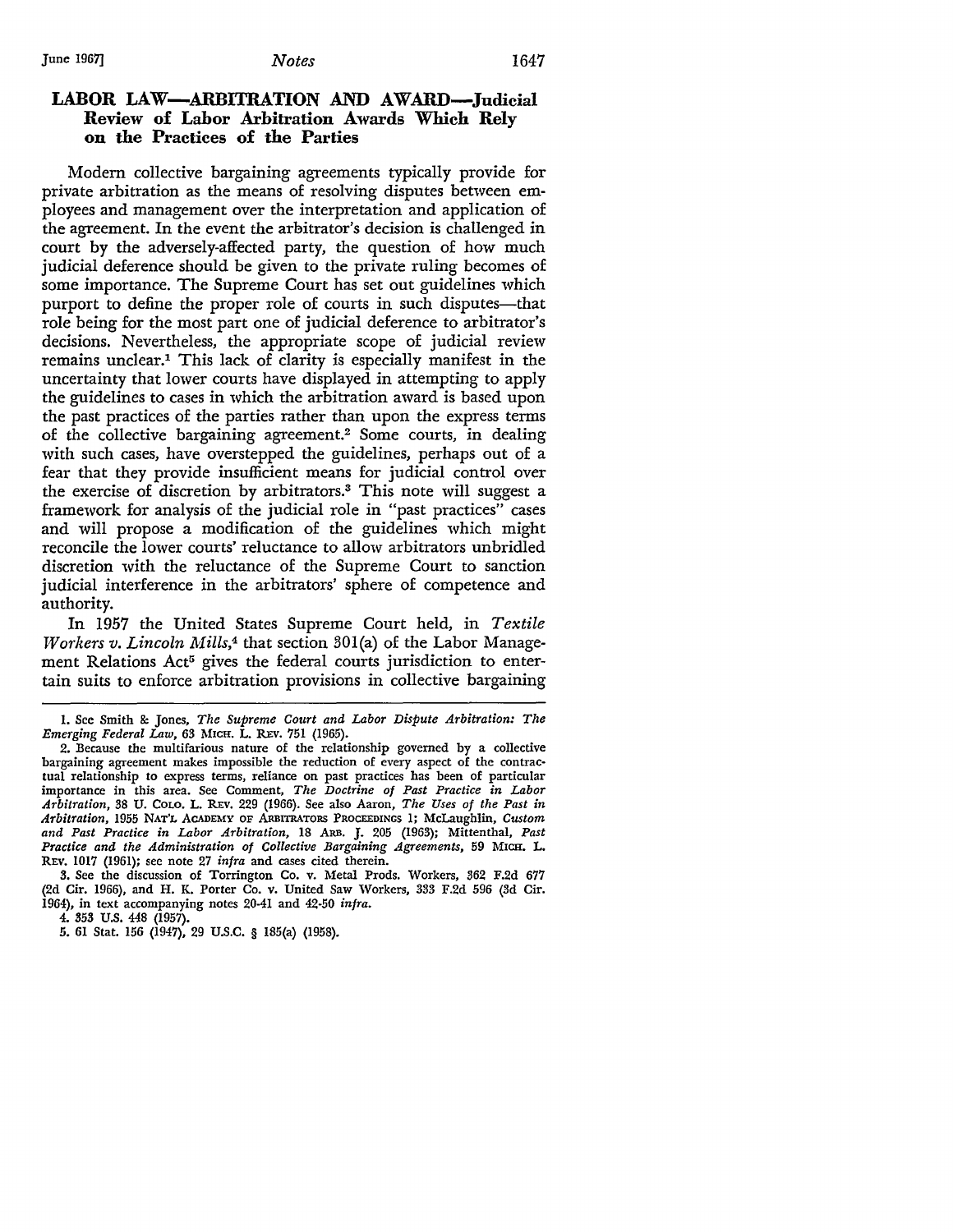## LABOR LAW—ARBITRATION AND AWARD—Judicial Review of Labor Arbitration Awards Which Rely on the Practices of the Parties

Modern collective bargaining agreements typically provide for private arbitration as the means of resolving disputes between employees and management over the interpretation and application of the agreement. In the event the arbitrator's decision is challenged in court by the adversely-affected party, the question of how much judicial deference should be given to the private ruling becomes of some importance. The Supreme Court has set out guidelines which purport to define the proper role of courts in such disputes—that role being for the most part one of judicial deference to arbitrator's decisions. Nevertheless, the appropriate scope of judicial review remains unclear.[1] This lack of clarity is especially manifest in the uncertainty that lower courts have displayed in attempting to apply the guidelines to cases in which the arbitration award is based upon the past practices of the parties rather than upon the express terms of the collective bargaining agreement.[2] Some courts, in dealing with such cases, have overstepped the guidelines, perhaps out of a fear that they provide insufficient means for judicial control over the exercise of discretion by arbitrators.[3] This note will suggest a framework for analysis of the judicial role in "past practices" cases and will propose a modification of the guidelines which might reconcile the lower courts' reluctance to allow arbitrators unbridled discretion with the reluctance of the Supreme Court to sanction judicial interference in the arbitrators' sphere of competence and authority.

In 1957 the United States Supreme Court held, in *Textile Workers v. Lincoln Mills*,[4] that section 301(a) of the Labor Management Relations Act[5] gives the federal courts jurisdiction to entertain suits to enforce arbitration provisions in collective bargaining

---

1. See Smith & Jones, *The Supreme Court and Labor Dispute Arbitration: The Emerging Federal Law*, 63 MICH. L. REV. 751 (1965).

2. Because the multifarious nature of the relationship governed by a collective bargaining agreement makes impossible the reduction of every aspect of the contractual relationship to express terms, reliance on past practices has been of particular importance in this area. See Comment, *The Doctrine of Past Practice in Labor Arbitration*, 38 U. COLO. L. REV. 229 (1966). See also Aaron, *The Uses of the Past in Arbitration*, 1955 NAT'L ACADEMY OF ARBITRATORS PROCEEDINGS 1; McLaughlin, *Custom and Past Practice in Labor Arbitration*, 18 ARB. J. 205 (1963); Mittenthal, *Past Practice and the Administration of Collective Bargaining Agreements*, 59 MICH. L. REV. 1017 (1961); see note 27 *infra* and cases cited therein.

3. See the discussion of Torrington Co. v. Metal Prods. Workers, 362 F.2d 677 (2d Cir. 1966), and H. K. Porter Co. v. United Saw Workers, 333 F.2d 596 (3d Cir. 1964), in text accompanying notes 20-41 and 42-50 *infra*.

4. 353 U.S. 448 (1957).

5. 61 Stat. 156 (1947), 29 U.S.C. § 185(a) (1958).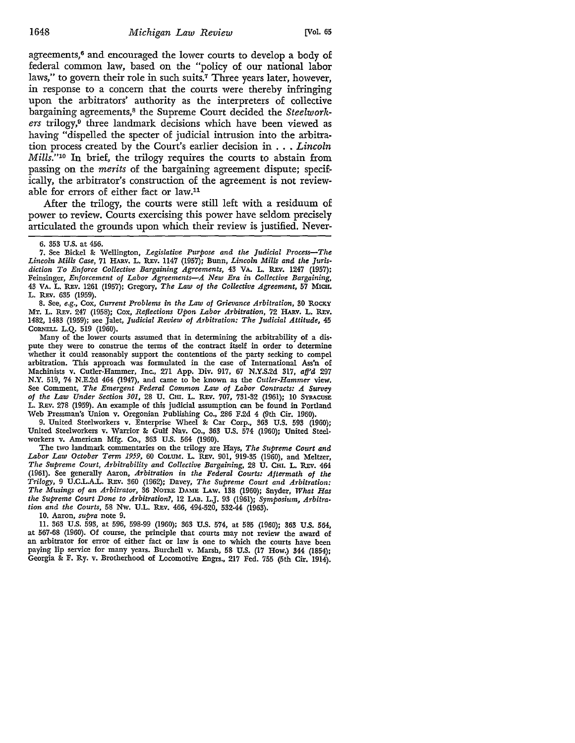agreements,[6] and encouraged the lower courts to develop a body of federal common law, based on the "policy of our national labor laws," to govern their role in such suits.[7] Three years later, however, in response to a concern that the courts were thereby infringing upon the arbitrators' authority as the interpreters of collective bargaining agreements,[8] the Supreme Court decided the *Steelworkers* trilogy,[9] three landmark decisions which have been viewed as having "dispelled the specter of judicial intrusion into the arbitration process created by the Court's earlier decision in . . . *Lincoln Mills*."[10] In brief, the trilogy requires the courts to abstain from passing on the *merits* of the bargaining agreement dispute; specifically, the arbitrator's construction of the agreement is not reviewable for errors of either fact or law.[11]

After the trilogy, the courts were still left with a residuum of power to review. Courts exercising this power have seldom precisely articulated the grounds upon which their review is justified. Never-

---

6. 353 U.S. at 456.

7. See Bickel & Wellington, *Legislative Purpose and the Judicial Process—The Lincoln Mills Case*, 71 HARV. L. REV. 1147 (1957); Bunn, *Lincoln Mills and the Jurisdiction To Enforce Collective Bargaining Agreements*, 43 VA. L. REV. 1247 (1957); Feinsinger, *Enforcement of Labor Agreements—A New Era in Collective Bargaining*, 43 VA. L. REV. 1261 (1957); Gregory, *The Law of the Collective Agreement*, 57 MICH. L. REV. 635 (1959).

8. See, *e.g.*, Cox, *Current Problems in the Law of Grievance Arbitration*, 30 ROCKY MT. L. REV. 247 (1958); Cox, *Reflections Upon Labor Arbitration*, 72 HARV. L. REV. 1482, 1483 (1959); see Jalet, *Judicial Review of Arbitration: The Judicial Attitude*, 45 CORNELL L.Q. 519 (1960).

Many of the lower courts assumed that in determining the arbitrability of a dispute they were to construe the terms of the contract itself in order to determine whether it could reasonably support the contentions of the party seeking to compel arbitration. This approach was formulated in the case of International Ass'n of Machinists v. Cutler-Hammer, Inc., 271 App. Div. 917, 67 N.Y.S.2d 317, *aff'd* 297 N.Y. 519, 74 N.E.2d 464 (1947), and came to be known as the *Cutler-Hammer* view. See Comment, *The Emergent Federal Common Law of Labor Contracts: A Survey of the Law Under Section 301*, 28 U. CHI. L. REV. 707, 731-32 (1961); 10 SYRACUSE L. REV. 278 (1959). An example of this judicial assumption can be found in Portland Web Pressman's Union v. Oregonian Publishing Co., 286 F.2d 4 (9th Cir. 1960).

9. United Steelworkers v. Enterprise Wheel & Car Corp., 363 U.S. 593 (1960); United Steelworkers v. Warrior & Gulf Nav. Co., 363 U.S. 574 (1960); United Steelworkers v. American Mfg. Co., 363 U.S. 564 (1960).

The two landmark commentaries on the trilogy are Hays, *The Supreme Court and Labor Law October Term 1959*, 60 COLUM. L. REV. 901, 919-35 (1960), and Meltzer, *The Supreme Court, Arbitrability and Collective Bargaining*, 28 U. CHI. L. REV. 464 (1961). See generally Aaron, *Arbitration in the Federal Courts: Aftermath of the Trilogy*, 9 U.C.L.A.L. REV. 360 (1962); Davey, *The Supreme Court and Arbitration: The Musings of an Arbitrator*, 36 NOTRE DAME LAW. 138 (1960); Snyder, *What Has the Supreme Court Done to Arbitration?*, 12 LAB. L.J. 93 (1961); *Symposium, Arbitration and the Courts*, 58 NW. U.L. REV. 466, 494-520, 532-44 (1963).

10. Aaron, *supra* note 9.

11. 363 U.S. 593, at 596, 598-99 (1960); 363 U.S. 574, at 585 (1960); 363 U.S. 564, at 567-68 (1960). Of course, the principle that courts may not review the award of an arbitrator for error of either fact or law is one to which the courts have been paying lip service for many years. Burchell v. Marsh, 58 U.S. (17 How.) 344 (1854); Georgia & F. Ry. v. Brotherhood of Locomotive Engrs., 217 Fed. 755 (5th Cir. 1914).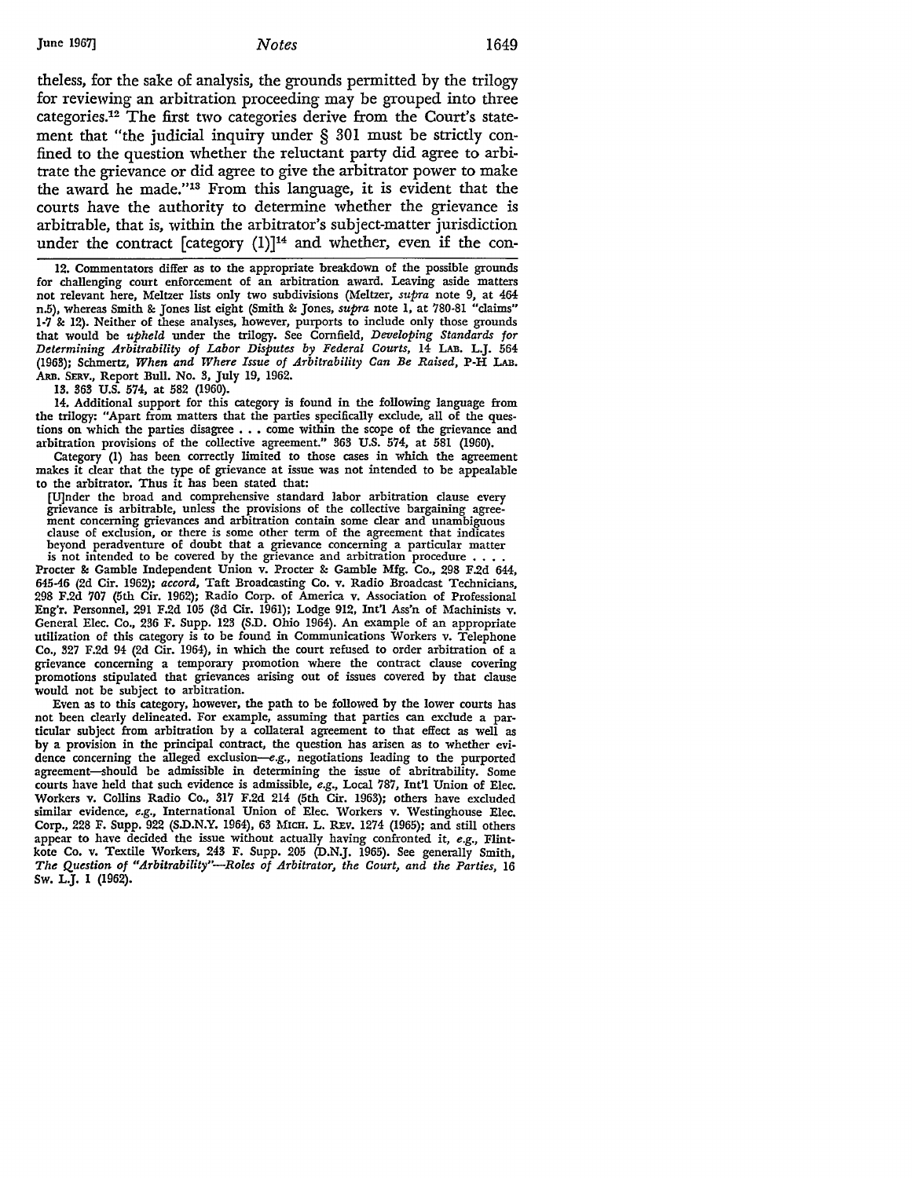theless, for the sake of analysis, the grounds permitted by the trilogy for reviewing an arbitration proceeding may be grouped into three categories.[12] The first two categories derive from the Court's statement that "the judicial inquiry under § 301 must be strictly confined to the question whether the reluctant party did agree to arbitrate the grievance or did agree to give the arbitrator power to make the award he made."[13] From this language, it is evident that the courts have the authority to determine whether the grievance is arbitrable, that is, within the arbitrator's subject-matter jurisdiction under the contract [category (1)][14] and whether, even if the con-

---

12. Commentators differ as to the appropriate breakdown of the possible grounds for challenging court enforcement of an arbitration award. Leaving aside matters not relevant here, Meltzer lists only two subdivisions (Meltzer, *supra* note 9, at 464 n.5), whereas Smith & Jones list eight (Smith & Jones, *supra* note 1, at 780-81 "claims" 1-7 & 12). Neither of these analyses, however, purports to include only those grounds that would be *upheld* under the trilogy. See Cornfield, *Developing Standards for Determining Arbitrability of Labor Disputes by Federal Courts*, 14 LAB. L.J. 564 (1963); Schmertz, *When and Where Issue of Arbitrability Can Be Raised*, P-H LAB. ARB. SERV., Report Bull. No. 3, July 19, 1962.

13. 363 U.S. 574, at 582 (1960).

14. Additional support for this category is found in the following language from the trilogy: "Apart from matters that the parties specifically exclude, all of the questions on which the parties disagree . . . come within the scope of the grievance and arbitration provisions of the collective agreement." 363 U.S. 574, at 581 (1960).

Category (1) has been correctly limited to those cases in which the agreement makes it clear that the type of grievance at issue was not intended to be appealable to the arbitrator. Thus it has been stated that:

> [U]nder the broad and comprehensive standard labor arbitration clause every grievance is arbitrable, unless the provisions of the collective bargaining agreement concerning grievances and arbitration contain some clear and unambiguous clause of exclusion, or there is some other term of the agreement that indicates beyond peradventure of doubt that a grievance concerning a particular matter is not intended to be covered by the grievance and arbitration procedure . . . .

Procter & Gamble Independent Union v. Procter & Gamble Mfg. Co., 298 F.2d 644, 645-46 (2d Cir. 1962); *accord*, Taft Broadcasting Co. v. Radio Broadcast Technicians, 298 F.2d 707 (5th Cir. 1962); Radio Corp. of America v. Association of Professional Eng'r. Personnel, 291 F.2d 105 (3d Cir. 1961); Lodge 912, Int'l Ass'n of Machinists v. General Elec. Co., 236 F. Supp. 123 (S.D. Ohio 1964). An example of an appropriate utilization of this category is to be found in Communications Workers v. Telephone Co., 327 F.2d 94 (2d Cir. 1964), in which the court refused to order arbitration of a grievance concerning a temporary promotion where the contract clause covering promotions stipulated that grievances arising out of issues covered by that clause would not be subject to arbitration.

Even as to this category, however, the path to be followed by the lower courts has not been clearly delineated. For example, assuming that parties can exclude a particular subject from arbitration by a collateral agreement to that effect as well as by a provision in the principal contract, the question has arisen as to whether evidence concerning the alleged exclusion—*e.g.*, negotiations leading to the purported agreement—should be admissible in determining the issue of arbitrability. Some courts have held that such evidence is admissible, *e.g.*, Local 787, Int'l Union of Elec. Workers v. Collins Radio Co., 317 F.2d 214 (5th Cir. 1963); others have excluded similar evidence, *e.g.*, International Union of Elec. Workers v. Westinghouse Elec. Corp., 228 F. Supp. 922 (S.D.N.Y. 1964), 63 MICH. L. REV. 1274 (1965); and still others appear to have decided the issue without actually having confronted it, *e.g.*, Flintkote Co. v. Textile Workers, 243 F. Supp. 205 (D.N.J. 1965). See generally Smith, *The Question of "Arbitrability"—Roles of Arbitrator, the Court, and the Parties*, 16 Sw. L.J. 1 (1962).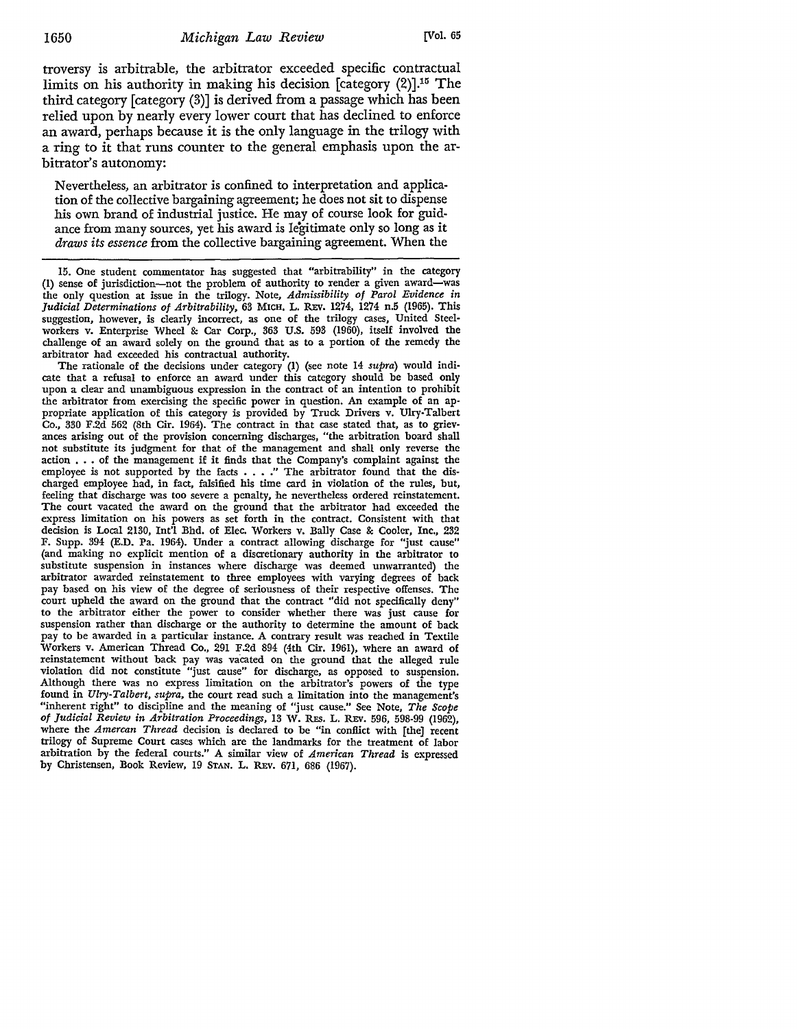troversy is arbitrable, the arbitrator exceeded specific contractual limits on his authority in making his decision [category (2)].[15] The third category [category (3)] is derived from a passage which has been relied upon by nearly every lower court that has declined to enforce an award, perhaps because it is the only language in the trilogy with a ring to it that runs counter to the general emphasis upon the arbitrator's autonomy:

> Nevertheless, an arbitrator is confined to interpretation and application of the collective bargaining agreement; he does not sit to dispense his own brand of industrial justice. He may of course look for guidance from many sources, yet his award is legitimate only so long as it *draws its essence* from the collective bargaining agreement. When the

---

15. One student commentator has suggested that "arbitrability" in the category (1) sense of jurisdiction—not the problem of authority to render a given award—was the only question at issue in the trilogy. Note, *Admissibility of Parol Evidence in Judicial Determinations of Arbitrability*, 63 MICH. L. REV. 1274, 1274 n.5 (1965). This suggestion, however, is clearly incorrect, as one of the trilogy cases, United Steelworkers v. Enterprise Wheel & Car Corp., 363 U.S. 593 (1960), itself involved the challenge of an award solely on the ground that as to a portion of the remedy the arbitrator had exceeded his contractual authority.

The rationale of the decisions under category (1) (see note 14 *supra*) would indicate that a refusal to enforce an award under this category should be based only upon a clear and unambiguous expression in the contract of an intention to prohibit the arbitrator from exercising the specific power in question. An example of an appropriate application of this category is provided by Truck Drivers v. Ulry-Talbert Co., 330 F.2d 562 (8th Cir. 1964). The contract in that case stated that, as to grievances arising out of the provision concerning discharges, "the arbitration board shall not substitute its judgment for that of the management and shall only reverse the action . . . of the management if it finds that the Company's complaint against the employee is not supported by the facts . . . ." The arbitrator found that the discharged employee had, in fact, falsified his time card in violation of the rules, but, feeling that discharge was too severe a penalty, he nevertheless ordered reinstatement. The court vacated the award on the ground that the arbitrator had exceeded the express limitation on his powers as set forth in the contract. Consistent with that decision is Local 2130, Int'l Bhd. of Elec. Workers v. Bally Case & Cooler, Inc., 232 F. Supp. 394 (E.D. Pa. 1964). Under a contract allowing discharge for "just cause" (and making no explicit mention of a discretionary authority in the arbitrator to substitute suspension in instances where discharge was deemed unwarranted) the arbitrator awarded reinstatement to three employees with varying degrees of back pay based on his view of the degree of seriousness of their respective offenses. The court upheld the award on the ground that the contract "did not specifically deny" to the arbitrator either the power to consider whether there was just cause for suspension rather than discharge or the authority to determine the amount of back pay to be awarded in a particular instance. A contrary result was reached in Textile Workers v. American Thread Co., 291 F.2d 894 (4th Cir. 1961), where an award of reinstatement without back pay was vacated on the ground that the alleged rule violation did not constitute "just cause" for discharge, as opposed to suspension. Although there was no express limitation on the arbitrator's powers of the type found in *Ulry-Talbert*, *supra*, the court read such a limitation into the management's "inherent right" to discipline and the meaning of "just cause." See Note, *The Scope of Judicial Review in Arbitration Proceedings*, 13 W. RES. L. REV. 596, 598-99 (1962), where the *Amercan Thread* decision is declared to be "in conflict with [the] recent trilogy of Supreme Court cases which are the landmarks for the treatment of labor arbitration by the federal courts." A similar view of *American Thread* is expressed by Christensen, Book Review, 19 STAN. L. REV. 671, 686 (1967).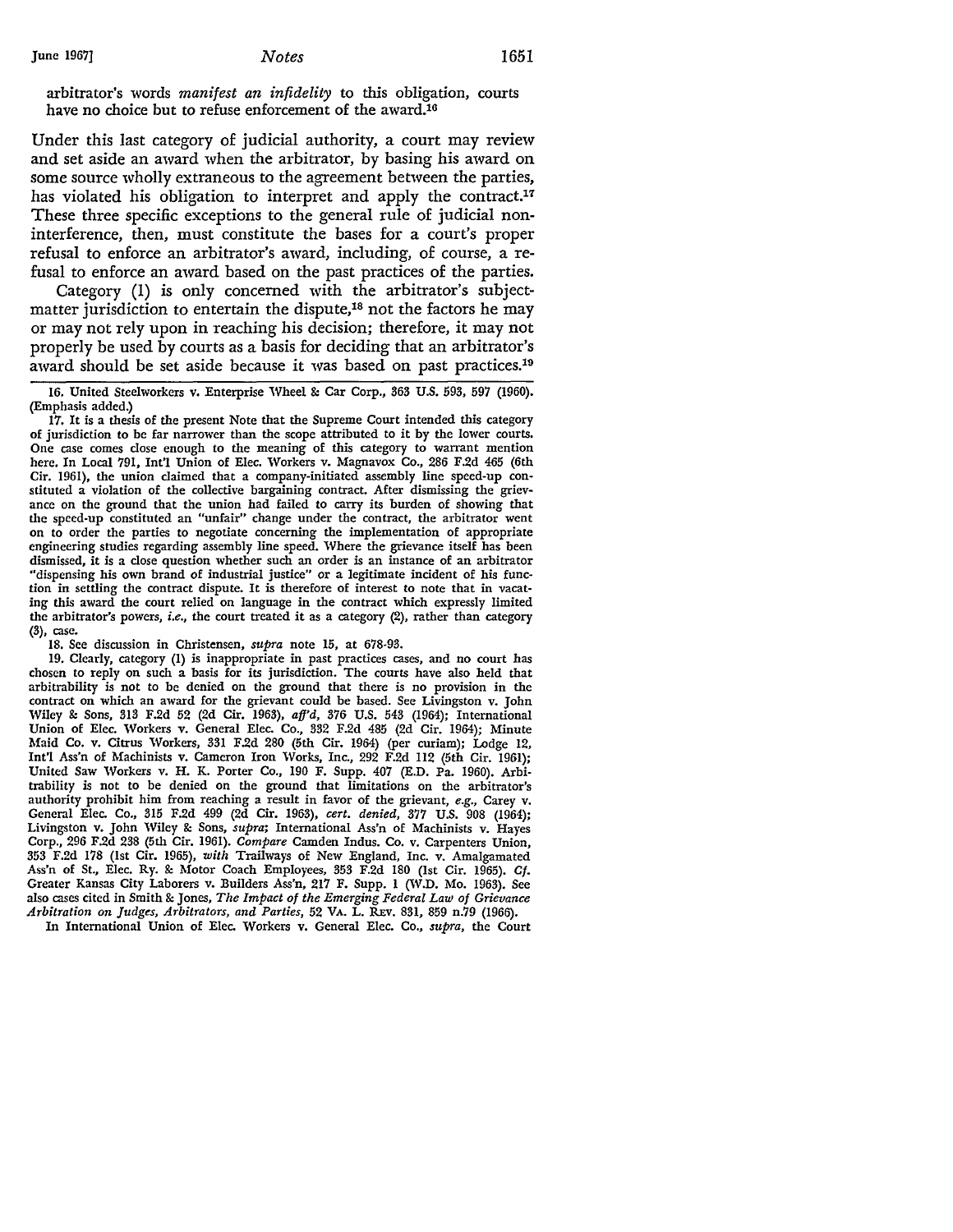arbitrator's words *manifest an infidelity* to this obligation, courts have no choice but to refuse enforcement of the award.[16]

Under this last category of judicial authority, a court may review and set aside an award when the arbitrator, by basing his award on some source wholly extraneous to the agreement between the parties, has violated his obligation to interpret and apply the contract.[17] These three specific exceptions to the general rule of judicial noninterference, then, must constitute the bases for a court's proper refusal to enforce an arbitrator's award, including, of course, a refusal to enforce an award based on the past practices of the parties.

Category (1) is only concerned with the arbitrator's subject-matter jurisdiction to entertain the dispute,[18] not the factors he may or may not rely upon in reaching his decision; therefore, it may not properly be used by courts as a basis for deciding that an arbitrator's award should be set aside because it was based on past practices.[19]

---

16. United Steelworkers v. Enterprise Wheel & Car Corp., 363 U.S. 593, 597 (1960). (Emphasis added.)

17. It is a thesis of the present Note that the Supreme Court intended this category of jurisdiction to be far narrower than the scope attributed to it by the lower courts. One case comes close enough to the meaning of this category to warrant mention here. In Local 791, Int'l Union of Elec. Workers v. Magnavox Co., 286 F.2d 465 (6th Cir. 1961), the union claimed that a company-initiated assembly line speed-up constituted a violation of the collective bargaining contract. After dismissing the grievance on the ground that the union had failed to carry its burden of showing that the speed-up constituted an "unfair" change under the contract, the arbitrator went on to order the parties to negotiate concerning the implementation of appropriate engineering studies regarding assembly line speed. Where the grievance itself has been dismissed, it is a close question whether such an order is an instance of an arbitrator "dispensing his own brand of industrial justice" or a legitimate incident of his function in settling the contract dispute. It is therefore of interest to note that in vacating this award the court relied on language in the contract which expressly limited the arbitrator's powers, *i.e.*, the court treated it as a category (2), rather than category (3), case.

18. See discussion in Christensen, *supra* note 15, at 678-93.

19. Clearly, category (1) is inappropriate in past practices cases, and no court has chosen to reply on such a basis for its jurisdiction. The courts have also held that arbitrability is not to be denied on the ground that there is no provision in the contract on which an award for the grievant could be based. See Livingston v. John Wiley & Sons, 313 F.2d 52 (2d Cir. 1963), *aff'd*, 376 U.S. 543 (1964); International Union of Elec. Workers v. General Elec. Co., 332 F.2d 485 (2d Cir. 1964); Minute Maid Co. v. Citrus Workers, 331 F.2d 280 (5th Cir. 1964) (per curiam); Lodge 12, Int'l Ass'n of Machinists v. Cameron Iron Works, Inc., 292 F.2d 112 (5th Cir. 1961); United Saw Workers v. H. K. Porter Co., 190 F. Supp. 407 (E.D. Pa. 1960). Arbitrability is not to be denied on the ground that limitations on the arbitrator's authority prohibit him from reaching a result in favor of the grievant, *e.g.*, Carey v. General Elec. Co., 315 F.2d 499 (2d Cir. 1963), *cert. denied*, 377 U.S. 908 (1964); Livingston v. John Wiley & Sons, *supra*; International Ass'n of Machinists v. Hayes Corp., 296 F.2d 238 (5th Cir. 1961). *Compare* Camden Indus. Co. v. Carpenters Union, 353 F.2d 178 (1st Cir. 1965), *with* Trailways of New England, Inc. v. Amalgamated Ass'n of St., Elec. Ry. & Motor Coach Employees, 353 F.2d 180 (1st Cir. 1965). *Cf.* Greater Kansas City Laborers v. Builders Ass'n, 217 F. Supp. 1 (W.D. Mo. 1963). See also cases cited in Smith & Jones, *The Impact of the Emerging Federal Law of Grievance Arbitration on Judges, Arbitrators, and Parties*, 52 VA. L. REV. 831, 859 n.79 (1966).

In International Union of Elec. Workers v. General Elec. Co., *supra*, the Court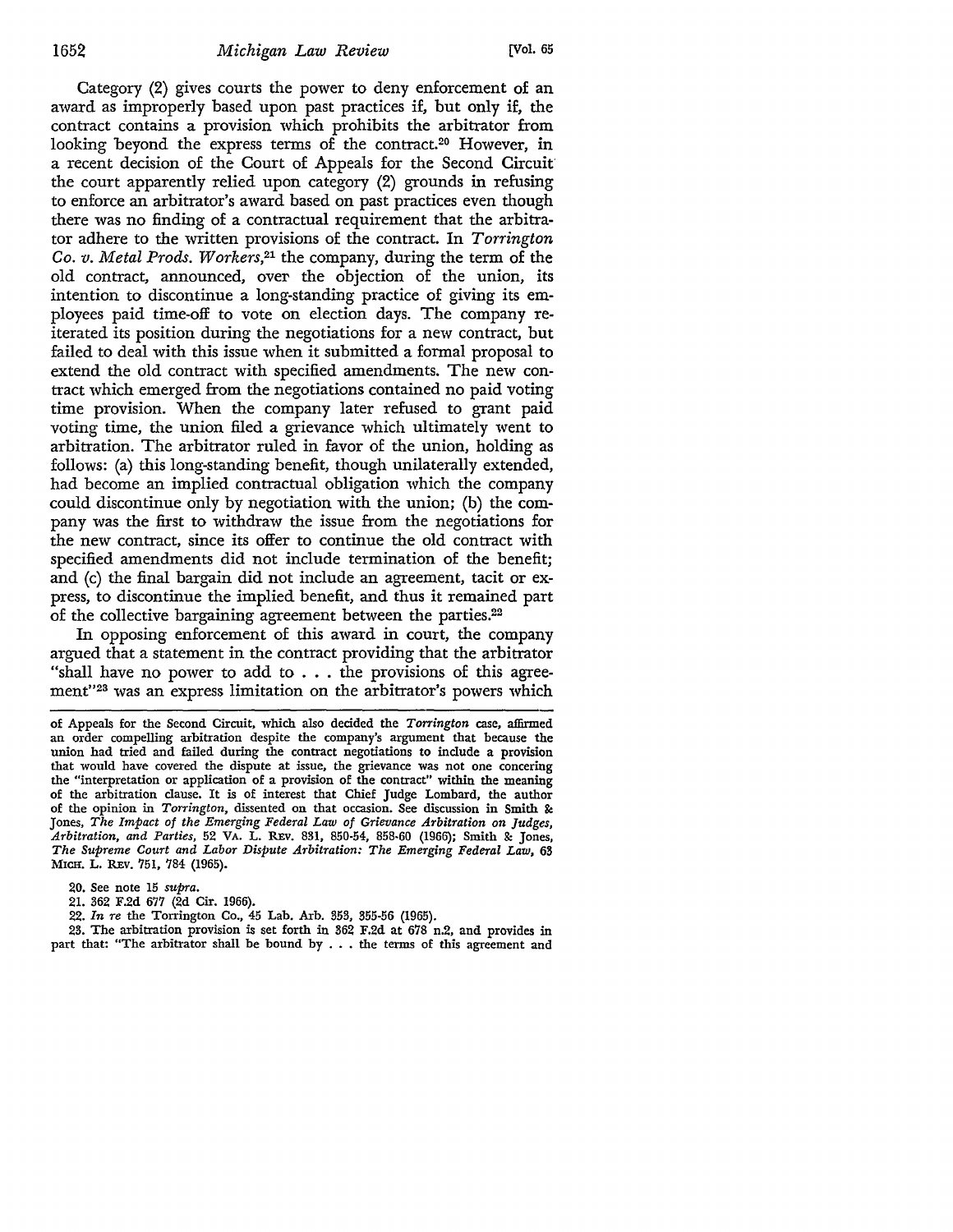Category (2) gives courts the power to deny enforcement of an award as improperly based upon past practices if, but only if, the contract contains a provision which prohibits the arbitrator from looking beyond the express terms of the contract.[20] However, in a recent decision of the Court of Appeals for the Second Circuit the court apparently relied upon category (2) grounds in refusing to enforce an arbitrator's award based on past practices even though there was no finding of a contractual requirement that the arbitrator adhere to the written provisions of the contract. In *Torrington Co. v. Metal Prods. Workers*,[21] the company, during the term of the old contract, announced, over the objection of the union, its intention to discontinue a long-standing practice of giving its employees paid time-off to vote on election days. The company reiterated its position during the negotiations for a new contract, but failed to deal with this issue when it submitted a formal proposal to extend the old contract with specified amendments. The new contract which emerged from the negotiations contained no paid voting time provision. When the company later refused to grant paid voting time, the union filed a grievance which ultimately went to arbitration. The arbitrator ruled in favor of the union, holding as follows: (a) this long-standing benefit, though unilaterally extended, had become an implied contractual obligation which the company could discontinue only by negotiation with the union; (b) the company was the first to withdraw the issue from the negotiations for the new contract, since its offer to continue the old contract with specified amendments did not include termination of the benefit; and (c) the final bargain did not include an agreement, tacit or express, to discontinue the implied benefit, and thus it remained part of the collective bargaining agreement between the parties.[22]

In opposing enforcement of this award in court, the company argued that a statement in the contract providing that the arbitrator "shall have no power to add to . . . the provisions of this agreement"[23] was an express limitation on the arbitrator's powers which

---

of Appeals for the Second Circuit, which also decided the *Torrington* case, affirmed an order compelling arbitration despite the company's argument that because the union had tried and failed during the contract negotiations to include a provision that would have covered the dispute at issue, the grievance was not one concering the "interpretation or application of a provision of the contract" within the meaning of the arbitration clause. It is of interest that Chief Judge Lombard, the author of the opinion in *Torrington*, dissented on that occasion. See discussion in Smith & Jones, *The Impact of the Emerging Federal Law of Grievance Arbitration on Judges, Arbitration, and Parties*, 52 VA. L. REV. 831, 850-54, 858-60 (1966); Smith & Jones, *The Supreme Court and Labor Dispute Arbitration: The Emerging Federal Law*, 63 MICH. L. REV. 751, 784 (1965).

20. See note 15 *supra*.

21. 362 F.2d 677 (2d Cir. 1966).

22. *In re* the Torrington Co., 45 Lab. Arb. 353, 355-56 (1965).

23. The arbitration provision is set forth in 362 F.2d at 678 n.2, and provides in part that: "The arbitrator shall be bound by . . . the terms of this agreement and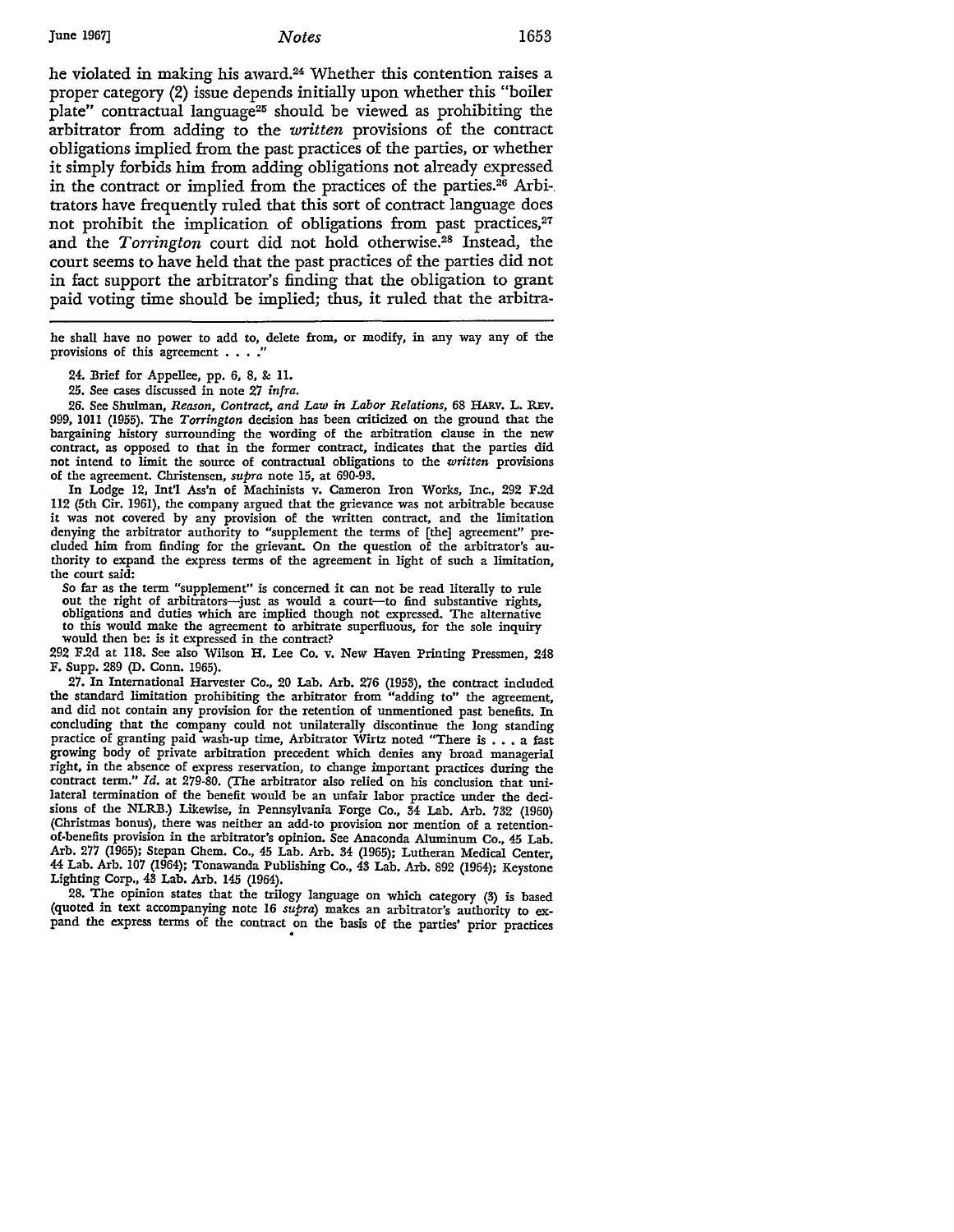he violated in making his award.[24] Whether this contention raises a proper category (2) issue depends initially upon whether this "boiler plate" contractual language[25] should be viewed as prohibiting the arbitrator from adding to the *written* provisions of the contract obligations implied from the past practices of the parties, or whether it simply forbids him from adding obligations not already expressed in the contract or implied from the practices of the parties.[26] Arbitrators have frequently ruled that this sort of contract language does not prohibit the implication of obligations from past practices,[27] and the *Torrington* court did not hold otherwise.[28] Instead, the court seems to have held that the past practices of the parties did not in fact support the arbitrator's finding that the obligation to grant paid voting time should be implied; thus, it ruled that the arbitra-

---

he shall have no power to add to, delete from, or modify, in any way any of the provisions of this agreement . . . ."

24. Brief for Appellee, pp. 6, 8, & 11.

25. See cases discussed in note 27 *infra*.

26. See Shulman, *Reason, Contract, and Law in Labor Relations*, 68 HARV. L. REV. 999, 1011 (1955). The *Torrington* decision has been criticized on the ground that the bargaining history surrounding the wording of the arbitration clause in the new contract, as opposed to that in the former contract, indicates that the parties did not intend to limit the source of contractual obligations to the *written* provisions of the agreement. Christensen, *supra* note 15, at 690-93.

In Lodge 12, Int'l Ass'n of Machinists v. Cameron Iron Works, Inc., 292 F.2d 112 (5th Cir. 1961), the company argued that the grievance was not arbitrable because it was not covered by any provision of the written contract, and the limitation denying the arbitrator authority to "supplement the terms of [the] agreement" precluded him from finding for the grievant. On the question of the arbitrator's authority to expand the express terms of the agreement in light of such a limitation, the court said:

> So far as the term "supplement" is concerned it can not be read literally to rule out the right of arbitrators—just as would a court—to find substantive rights, obligations and duties which are implied though not expressed. The alternative to this would make the agreement to arbitrate superfluous, for the sole inquiry would then be: is it expressed in the contract?

292 F.2d at 118. See also Wilson H. Lee Co. v. New Haven Printing Pressmen, 248 F. Supp. 289 (D. Conn. 1965).

27. In International Harvester Co., 20 Lab. Arb. 276 (1953), the contract included the standard limitation prohibiting the arbitrator from "adding to" the agreement, and did not contain any provision for the retention of unmentioned past benefits. In concluding that the company could not unilaterally discontinue the long standing practice of granting paid wash-up time, Arbitrator Wirtz noted "There is . . . a fast growing body of private arbitration precedent which denies any broad managerial right, in the absence of express reservation, to change important practices during the contract term." *Id.* at 279-80. (The arbitrator also relied on his conclusion that unilateral termination of the benefit would be an unfair labor practice under the decisions of the NLRB.) Likewise, in Pennsylvania Forge Co., 34 Lab. Arb. 732 (1960) (Christmas bonus), there was neither an add-to provision nor mention of a retention-of-benefits provision in the arbitrator's opinion. See Anaconda Aluminum Co., 45 Lab. Arb. 277 (1965); Stepan Chem. Co., 45 Lab. Arb. 34 (1965); Lutheran Medical Center, 44 Lab. Arb. 107 (1964); Tonawanda Publishing Co., 43 Lab. Arb. 892 (1964); Keystone Lighting Corp., 43 Lab. Arb. 145 (1964).

28. The opinion states that the trilogy language on which category (3) is based (quoted in text accompanying note 16 *supra*) makes an arbitrator's authority to expand the express terms of the contract on the basis of the parties' prior practices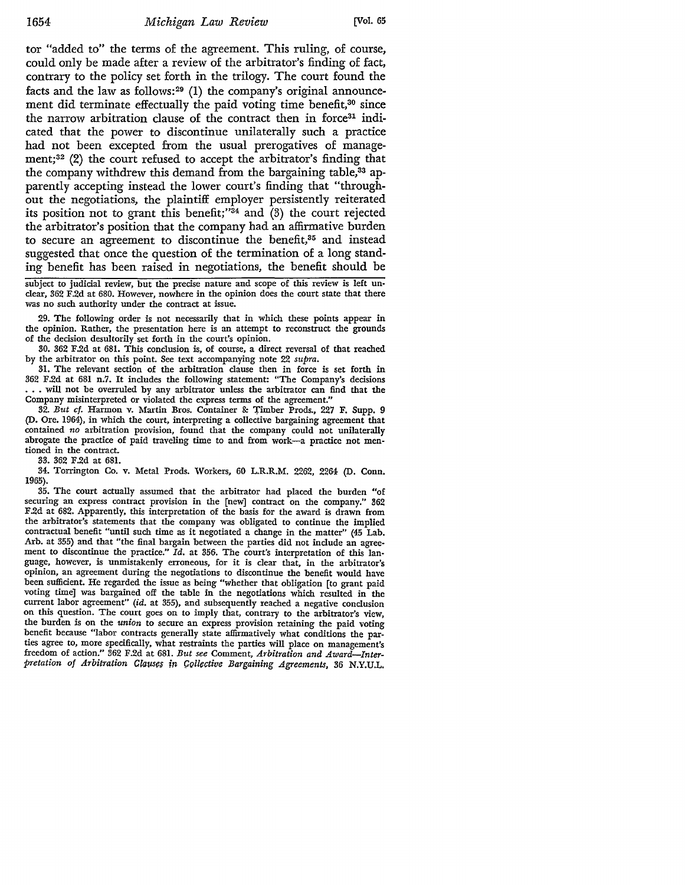tor "added to" the terms of the agreement. This ruling, of course, could only be made after a review of the arbitrator's finding of fact, contrary to the policy set forth in the trilogy. The court found the facts and the law as follows:[29] (1) the company's original announcement did terminate effectually the paid voting time benefit,[30] since the narrow arbitration clause of the contract then in force[31] indicated that the power to discontinue unilaterally such a practice had not been excepted from the usual prerogatives of management;[32] (2) the court refused to accept the arbitrator's finding that the company withdrew this demand from the bargaining table,[33] apparently accepting instead the lower court's finding that "throughout the negotiations, the plaintiff employer persistently reiterated its position not to grant this benefit;"[34] and (3) the court rejected the arbitrator's position that the company had an affirmative burden to secure an agreement to discontinue the benefit,[35] and instead suggested that once the question of the termination of a long standing benefit has been raised in negotiations, the benefit should be

---

subject to judicial review, but the precise nature and scope of this review is left unclear, 362 F.2d at 680. However, nowhere in the opinion does the court state that there was no such authority under the contract at issue.

29. The following order is not necessarily that in which these points appear in the opinion. Rather, the presentation here is an attempt to reconstruct the grounds of the decision desultorily set forth in the court's opinion.

30. 362 F.2d at 681. This conclusion is, of course, a direct reversal of that reached by the arbitrator on this point. See text accompanying note 22 *supra*.

31. The relevant section of the arbitration clause then in force is set forth in 362 F.2d at 681 n.7. It includes the following statement: "The Company's decisions . . . will not be overruled by any arbitrator unless the arbitrator can find that the Company misinterpreted or violated the express terms of the agreement."

32. *But cf.* Harmon v. Martin Bros. Container & Timber Prods., 227 F. Supp. 9 (D. Ore. 1964), in which the court, interpreting a collective bargaining agreement that contained *no* arbitration provision, found that the company could not unilaterally abrogate the practice of paid traveling time to and from work—a practice not mentioned in the contract.

33. 362 F.2d at 681.

34. Torrington Co. v. Metal Prods. Workers, 60 L.R.R.M. 2262, 2264 (D. Conn. 1965).

35. The court actually assumed that the arbitrator had placed the burden "of securing an express contract provision in the [new] contract on the company." 362 F.2d at 682. Apparently, this interpretation of the basis for the award is drawn from the arbitrator's statements that the company was obligated to continue the implied contractual benefit "until such time as it negotiated a change in the matter" (45 Lab. Arb. at 355) and that "the final bargain between the parties did not include an agreement to discontinue the practice." *Id.* at 356. The court's interpretation of this language, however, is unmistakenly erroneous, for it is clear that, in the arbitrator's opinion, an agreement during the negotiations to discontinue the benefit would have been sufficient. He regarded the issue as being "whether that obligation [to grant paid voting time] was bargained off the table in the negotiations which resulted in the current labor agreement" (*id.* at 355), and subsequently reached a negative conclusion on this question. The court goes on to imply that, contrary to the arbitrator's view, the burden is on the *union* to secure an express provision retaining the paid voting benefit because "labor contracts generally state affirmatively what conditions the parties agree to, more specifically, what restraints the parties will place on management's freedom of action." 362 F.2d at 681. *But see* Comment, *Arbitration and Award—Interpretation of Arbitration Clauses in Collective Bargaining Agreements*, 36 N.Y.U.L.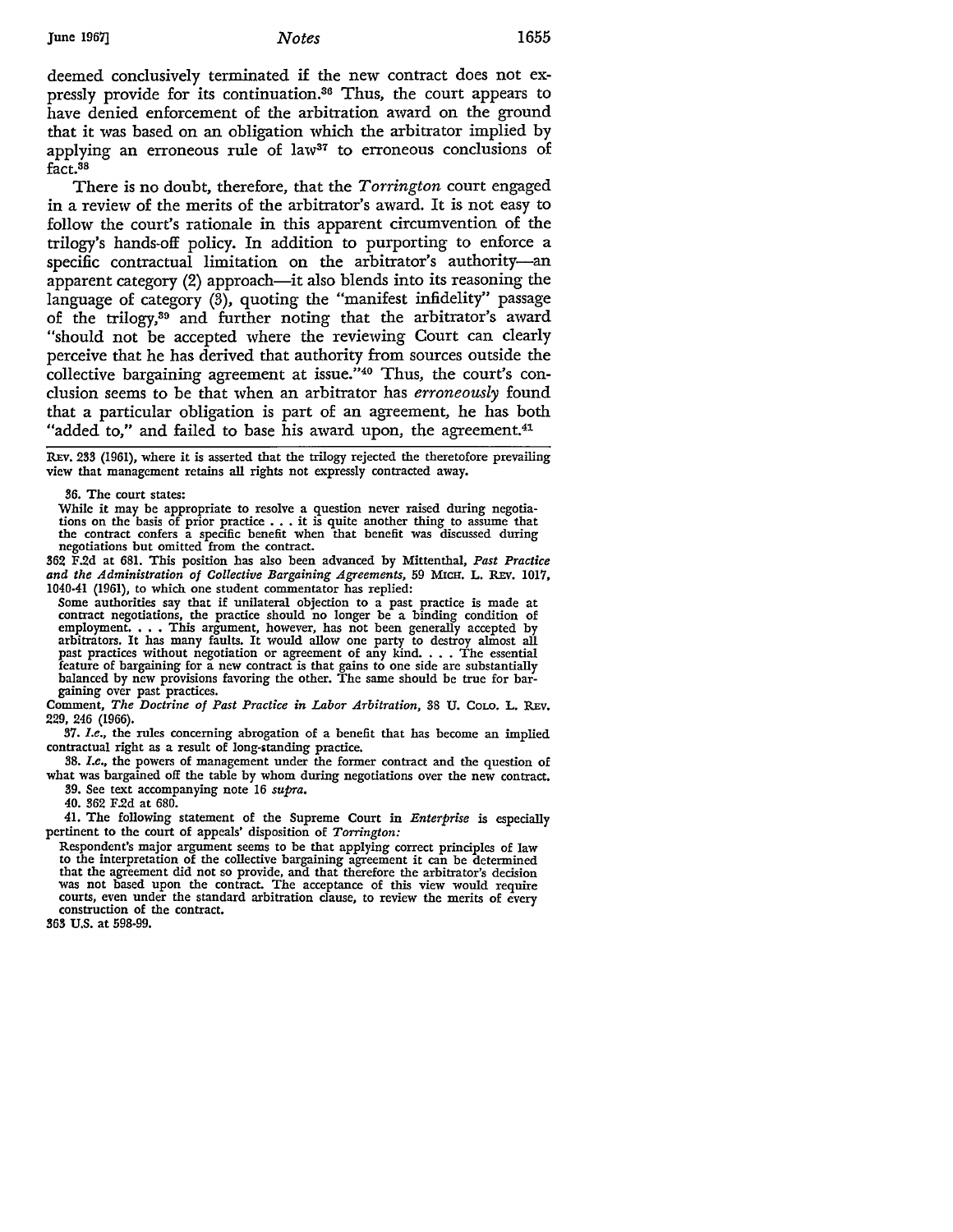deemed conclusively terminated if the new contract does not expressly provide for its continuation.[36] Thus, the court appears to have denied enforcement of the arbitration award on the ground that it was based on an obligation which the arbitrator implied by applying an erroneous rule of law[37] to erroneous conclusions of fact.[38]

There is no doubt, therefore, that the *Torrington* court engaged in a review of the merits of the arbitrator's award. It is not easy to follow the court's rationale in this apparent circumvention of the trilogy's hands-off policy. In addition to purporting to enforce a specific contractual limitation on the arbitrator's authority—an apparent category (2) approach—it also blends into its reasoning the language of category (3), quoting the "manifest infidelity" passage of the trilogy,[39] and further noting that the arbitrator's award "should not be accepted where the reviewing Court can clearly perceive that he has derived that authority from sources outside the collective bargaining agreement at issue."[40] Thus, the court's conclusion seems to be that when an arbitrator has *erroneously* found that a particular obligation is part of an agreement, he has both "added to," and failed to base his award upon, the agreement.[41]

---

REV. 233 (1961), where it is asserted that the trilogy rejected the theretofore prevailing view that management retains all rights not expressly contracted away.

36. The court states:

> While it may be appropriate to resolve a question never raised during negotiations on the basis of prior practice . . . it is quite another thing to assume that the contract confers a specific benefit when that benefit was discussed during negotiations but omitted from the contract.

362 F.2d at 681. This position has also been advanced by Mittenthal, *Past Practice and the Administration of Collective Bargaining Agreements*, 59 MICH. L. REV. 1017, 1040-41 (1961), to which one student commentator has replied:

> Some authorities say that if unilateral objection to a past practice is made at contract negotiations, the practice should no longer be a binding condition of employment. . . . This argument, however, has not been generally accepted by arbitrators. It has many faults. It would allow one party to destroy almost all past practices without negotiation or agreement of any kind. . . . The essential feature of bargaining for a new contract is that gains to one side are substantially balanced by new provisions favoring the other. The same should be true for bargaining over past practices.

Comment, *The Doctrine of Past Practice in Labor Arbitration*, 38 U. COLO. L. REV. 229, 246 (1966).

37. *I.e.*, the rules concerning abrogation of a benefit that has become an implied contractual right as a result of long-standing practice.

38. *I.e.*, the powers of management under the former contract and the question of what was bargained off the table by whom during negotiations over the new contract.

39. See text accompanying note 16 *supra*.

40. 362 F.2d at 680.

41. The following statement of the Supreme Court in *Enterprise* is especially pertinent to the court of appeals' disposition of *Torrington:*

> Respondent's major argument seems to be that applying correct principles of law to the interpretation of the collective bargaining agreement it can be determined that the agreement did not so provide, and that therefore the arbitrator's decision was not based upon the contract. The acceptance of this view would require courts, even under the standard arbitration clause, to review the merits of every construction of the contract.

363 U.S. at 598-99.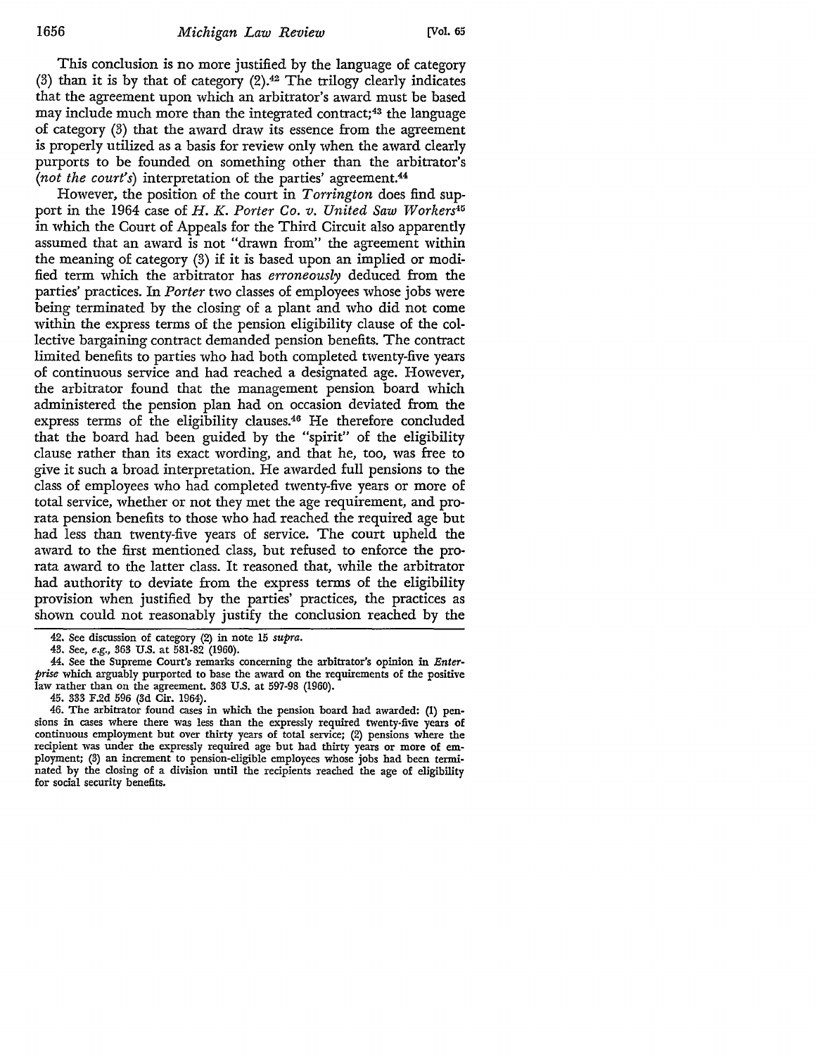This conclusion is no more justified by the language of category (3) than it is by that of category (2).[42] The trilogy clearly indicates that the agreement upon which an arbitrator's award must be based may include much more than the integrated contract;[43] the language of category (3) that the award draw its essence from the agreement is properly utilized as a basis for review only when the award clearly purports to be founded on something other than the arbitrator's (*not the court's*) interpretation of the parties' agreement.[44]

However, the position of the court in *Torrington* does find support in the 1964 case of *H. K. Porter Co. v. United Saw Workers*[45] in which the Court of Appeals for the Third Circuit also apparently assumed that an award is not "drawn from" the agreement within the meaning of category (3) if it is based upon an implied or modified term which the arbitrator has *erroneously* deduced from the parties' practices. In *Porter* two classes of employees whose jobs were being terminated by the closing of a plant and who did not come within the express terms of the pension eligibility clause of the collective bargaining contract demanded pension benefits. The contract limited benefits to parties who had both completed twenty-five years of continuous service and had reached a designated age. However, the arbitrator found that the management pension board which administered the pension plan had on occasion deviated from the express terms of the eligibility clauses.[46] He therefore concluded that the board had been guided by the "spirit" of the eligibility clause rather than its exact wording, and that he, too, was free to give it such a broad interpretation. He awarded full pensions to the class of employees who had completed twenty-five years or more of total service, whether or not they met the age requirement, and pro-rata pension benefits to those who had reached the required age but had less than twenty-five years of service. The court upheld the award to the first mentioned class, but refused to enforce the pro-rata award to the latter class. It reasoned that, while the arbitrator had authority to deviate from the express terms of the eligibility provision when justified by the parties' practices, the practices as shown could not reasonably justify the conclusion reached by the

42. See discussion of category (2) in note 15 *supra*.

43. See, *e.g.*, 363 U.S. at 581-82 (1960).

44. See the Supreme Court's remarks concerning the arbitrator's opinion in *Enterprise* which arguably purported to base the award on the requirements of the positive law rather than on the agreement. 363 U.S. at 597-98 (1960).

45. 333 F.2d 596 (3d Cir. 1964).

46. The arbitrator found cases in which the pension board had awarded: (1) pensions in cases where there was less than the expressly required twenty-five years of continuous employment but over thirty years of total service; (2) pensions where the recipient was under the expressly required age but had thirty years or more of employment; (3) an increment to pension-eligible employees whose jobs had been terminated by the closing of a division until the recipients reached the age of eligibility for social security benefits.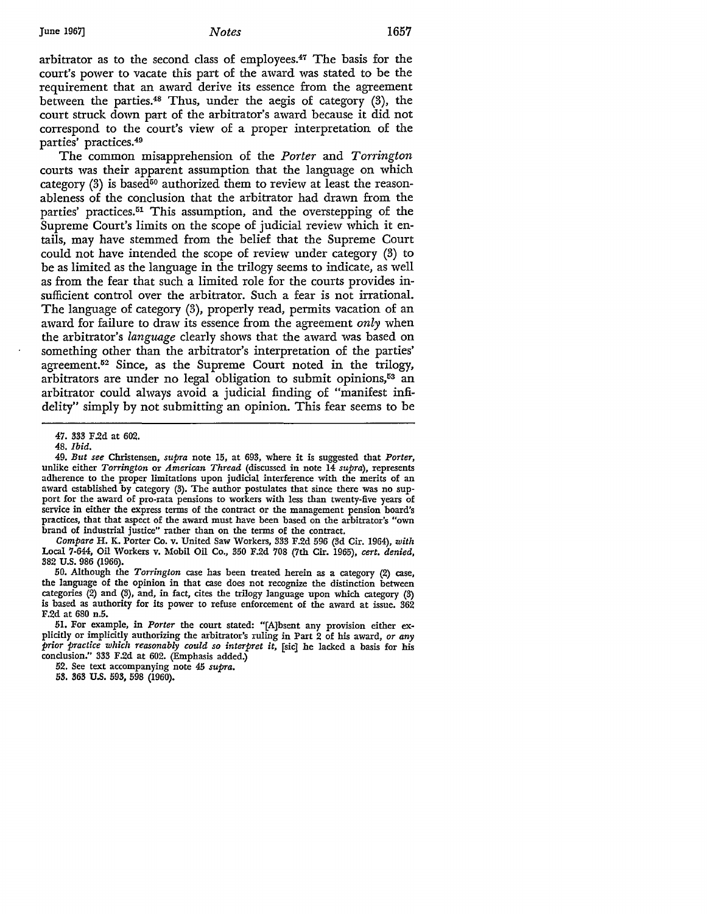arbitrator as to the second class of employees.[47] The basis for the court's power to vacate this part of the award was stated to be the requirement that an award derive its essence from the agreement between the parties.[48] Thus, under the aegis of category (3), the court struck down part of the arbitrator's award because it did not correspond to the court's view of a proper interpretation of the parties' practices.[49]

The common misapprehension of the *Porter* and *Torrington* courts was their apparent assumption that the language on which category (3) is based[50] authorized them to review at least the reasonableness of the conclusion that the arbitrator had drawn from the parties' practices.[51] This assumption, and the overstepping of the Supreme Court's limits on the scope of judicial review which it entails, may have stemmed from the belief that the Supreme Court could not have intended the scope of review under category (3) to be as limited as the language in the trilogy seems to indicate, as well as from the fear that such a limited role for the courts provides insufficient control over the arbitrator. Such a fear is not irrational. The language of category (3), properly read, permits vacation of an award for failure to draw its essence from the agreement *only* when the arbitrator's *language* clearly shows that the award was based on something other than the arbitrator's interpretation of the parties' agreement.[52] Since, as the Supreme Court noted in the trilogy, arbitrators are under no legal obligation to submit opinions,[53] an arbitrator could always avoid a judicial finding of "manifest infidelity" simply by not submitting an opinion. This fear seems to be

---

47. 333 F.2d at 602.

48. *Ibid.*

49. *But see* Christensen, *supra* note 15, at 693, where it is suggested that *Porter*, unlike either *Torrington* or *American Thread* (discussed in note 14 *supra*), represents adherence to the proper limitations upon judicial interference with the merits of an award established by category (3). The author postulates that since there was no support for the award of pro-rata pensions to workers with less than twenty-five years of service in either the express terms of the contract or the management pension board's practices, that that aspect of the award must have been based on the arbitrator's "own brand of industrial justice" rather than on the terms of the contract.

*Compare* H. K. Porter Co. v. United Saw Workers, 333 F.2d 596 (3d Cir. 1964), *with* Local 7-644, Oil Workers v. Mobil Oil Co., 350 F.2d 708 (7th Cir. 1965), *cert. denied*, 382 U.S. 986 (1966).

50. Although the *Torrington* case has been treated herein as a category (2) case, the language of the opinion in that case does not recognize the distinction between categories (2) and (3), and, in fact, cites the trilogy language upon which category (3) is based as authority for its power to refuse enforcement of the award at issue. 362 F.2d at 680 n.5.

51. For example, in *Porter* the court stated: "[A]bsent any provision either explicitly or implicitly authorizing the arbitrator's ruling in Part 2 of his award, *or any prior practice which reasonably could so interpret it*, [sic] he lacked a basis for his conclusion." 333 F.2d at 602. (Emphasis added.)

52. See text accompanying note 45 *supra*.

53. 363 U.S. 593, 598 (1960).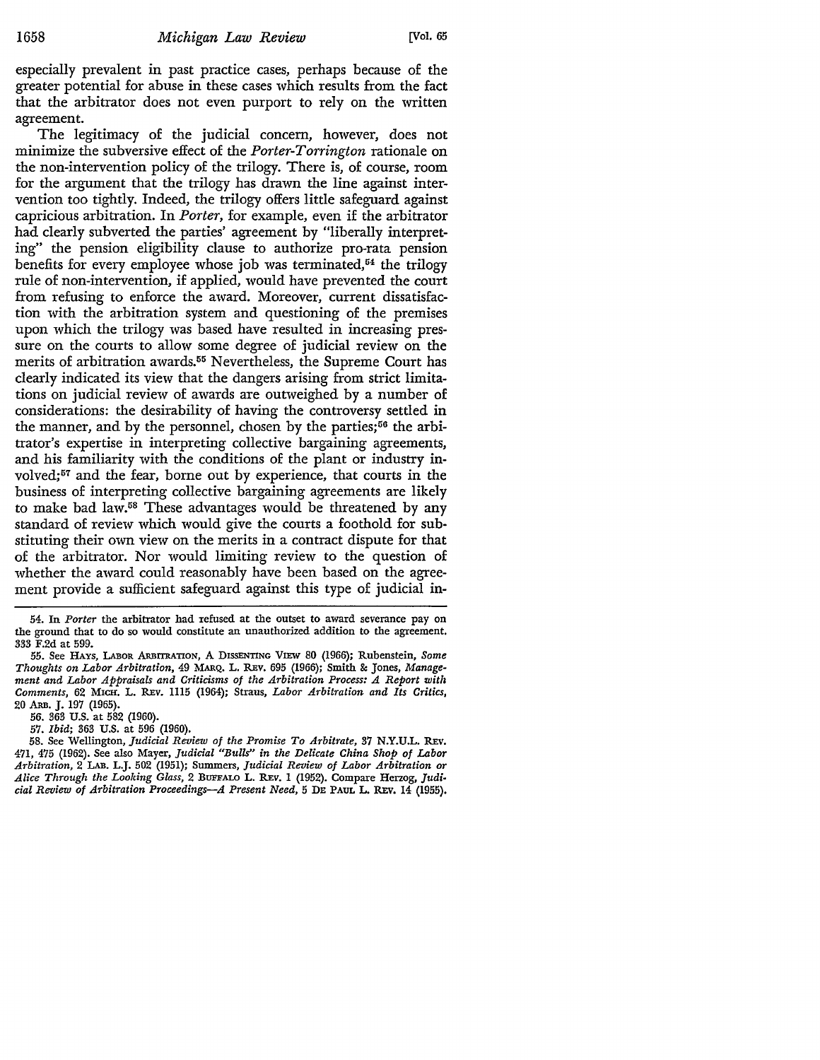especially prevalent in past practice cases, perhaps because of the greater potential for abuse in these cases which results from the fact that the arbitrator does not even purport to rely on the written agreement.

The legitimacy of the judicial concern, however, does not minimize the subversive effect of the *Porter-Torrington* rationale on the non-intervention policy of the trilogy. There is, of course, room for the argument that the trilogy has drawn the line against intervention too tightly. Indeed, the trilogy offers little safeguard against capricious arbitration. In *Porter*, for example, even if the arbitrator had clearly subverted the parties' agreement by "liberally interpreting" the pension eligibility clause to authorize pro-rata pension benefits for every employee whose job was terminated,[54] the trilogy rule of non-intervention, if applied, would have prevented the court from refusing to enforce the award. Moreover, current dissatisfaction with the arbitration system and questioning of the premises upon which the trilogy was based have resulted in increasing pressure on the courts to allow some degree of judicial review on the merits of arbitration awards.[55] Nevertheless, the Supreme Court has clearly indicated its view that the dangers arising from strict limitations on judicial review of awards are outweighed by a number of considerations: the desirability of having the controversy settled in the manner, and by the personnel, chosen by the parties;[56] the arbitrator's expertise in interpreting collective bargaining agreements, and his familiarity with the conditions of the plant or industry involved;[57] and the fear, borne out by experience, that courts in the business of interpreting collective bargaining agreements are likely to make bad law.[58] These advantages would be threatened by any standard of review which would give the courts a foothold for substituting their own view on the merits in a contract dispute for that of the arbitrator. Nor would limiting review to the question of whether the award could reasonably have been based on the agreement provide a sufficient safeguard against this type of judicial in-

---

54. In *Porter* the arbitrator had refused at the outset to award severance pay on the ground that to do so would constitute an unauthorized addition to the agreement. 333 F.2d at 599.

55. See HAYS, LABOR ARBITRATION, A DISSENTING VIEW 80 (1966); Rubenstein, *Some Thoughts on Labor Arbitration*, 49 MARQ. L. REV. 695 (1966); Smith & Jones, *Management and Labor Appraisals and Criticisms of the Arbitration Process: A Report with Comments*, 62 MICH. L. REV. 1115 (1964); Straus, *Labor Arbitration and Its Critics*, 20 ARB. J. 197 (1965).

56. 363 U.S. at 582 (1960).

57. *Ibid*; 363 U.S. at 596 (1960).

58. See Wellington, *Judicial Review of the Promise To Arbitrate*, 37 N.Y.U.L. REV. 471, 475 (1962). See also Mayer, *Judicial "Bulls" in the Delicate China Shop of Labor Arbitration*, 2 LAB. L.J. 502 (1951); Summers, *Judicial Review of Labor Arbitration or Alice Through the Looking Glass*, 2 BUFFALO L. REV. 1 (1952). Compare Herzog, *Judicial Review of Arbitration Proceedings—A Present Need*, 5 DE PAUL L. REV. 14 (1955).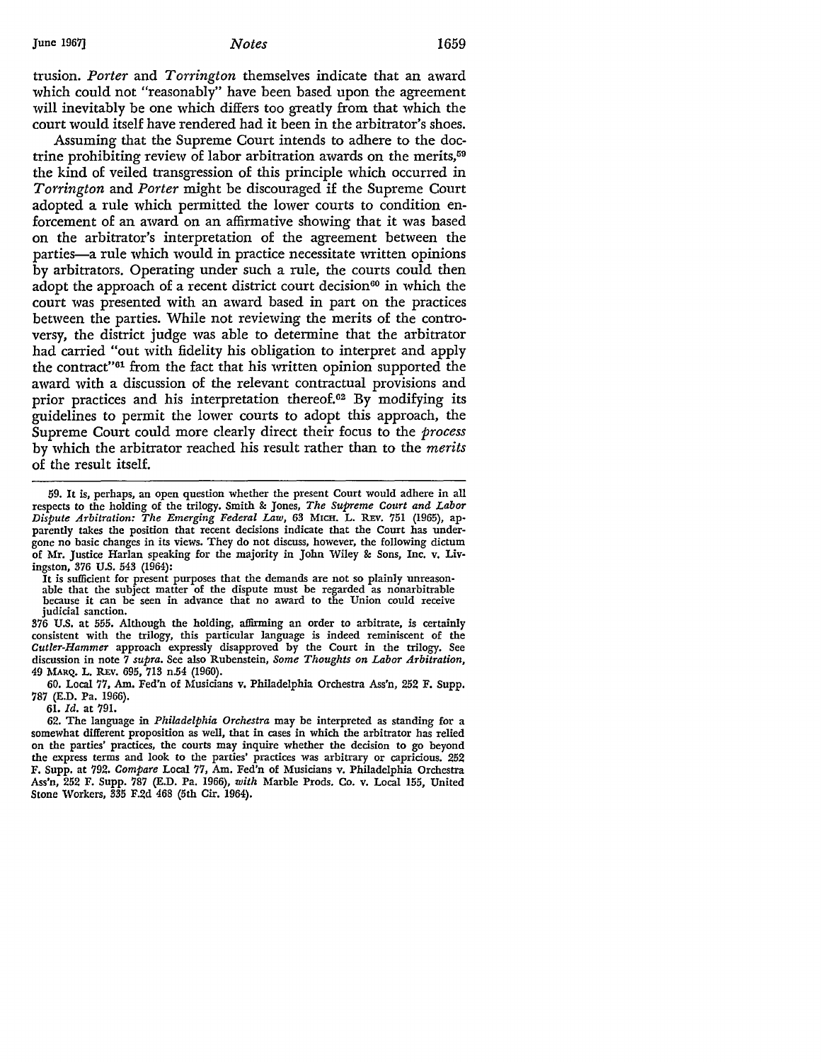trusion. *Porter* and *Torrington* themselves indicate that an award which could not "reasonably" have been based upon the agreement will inevitably be one which differs too greatly from that which the court would itself have rendered had it been in the arbitrator's shoes.

Assuming that the Supreme Court intends to adhere to the doctrine prohibiting review of labor arbitration awards on the merits,[59] the kind of veiled transgression of this principle which occurred in *Torrington* and *Porter* might be discouraged if the Supreme Court adopted a rule which permitted the lower courts to condition enforcement of an award on an affirmative showing that it was based on the arbitrator's interpretation of the agreement between the parties—a rule which would in practice necessitate written opinions by arbitrators. Operating under such a rule, the courts could then adopt the approach of a recent district court decision[60] in which the court was presented with an award based in part on the practices between the parties. While not reviewing the merits of the controversy, the district judge was able to determine that the arbitrator had carried "out with fidelity his obligation to interpret and apply the contract"[61] from the fact that his written opinion supported the award with a discussion of the relevant contractual provisions and prior practices and his interpretation thereof.[62] By modifying its guidelines to permit the lower courts to adopt this approach, the Supreme Court could more clearly direct their focus to the *process* by which the arbitrator reached his result rather than to the *merits* of the result itself.

---

59. It is, perhaps, an open question whether the present Court would adhere in all respects to the holding of the trilogy. Smith & Jones, *The Supreme Court and Labor Dispute Arbitration: The Emerging Federal Law*, 63 MICH. L. REV. 751 (1965), apparently takes the position that recent decisions indicate that the Court has undergone no basic changes in its views. They do not discuss, however, the following dictum of Mr. Justice Harlan speaking for the majority in John Wiley & Sons, Inc. v. Livingston, 376 U.S. 543 (1964):

> It is sufficient for present purposes that the demands are not so plainly unreasonable that the subject matter of the dispute must be regarded as nonarbitrable because it can be seen in advance that no award to the Union could receive judicial sanction.

376 U.S. at 555. Although the holding, affirming an order to arbitrate, is certainly consistent with the trilogy, this particular language is indeed reminiscent of the *Cutler-Hammer* approach expressly disapproved by the Court in the trilogy. See discussion in note 7 *supra*. See also Rubenstein, *Some Thoughts on Labor Arbitration*, 49 MARQ. L. REV. 695, 713 n.54 (1960).

60. Local 77, Am. Fed'n of Musicians v. Philadelphia Orchestra Ass'n, 252 F. Supp. 787 (E.D. Pa. 1966).

61. *Id.* at 791.

62. The language in *Philadelphia Orchestra* may be interpreted as standing for a somewhat different proposition as well, that in cases in which the arbitrator has relied on the parties' practices, the courts may inquire whether the decision to go beyond the express terms and look to the parties' practices was arbitrary or capricious. 252 F. Supp. at 792. *Compare* Local 77, Am. Fed'n of Musicians v. Philadelphia Orchestra Ass'n, 252 F. Supp. 787 (E.D. Pa. 1966), *with* Marble Prods. Co. v. Local 155, United Stone Workers, 335 F.2d 468 (5th Cir. 1964).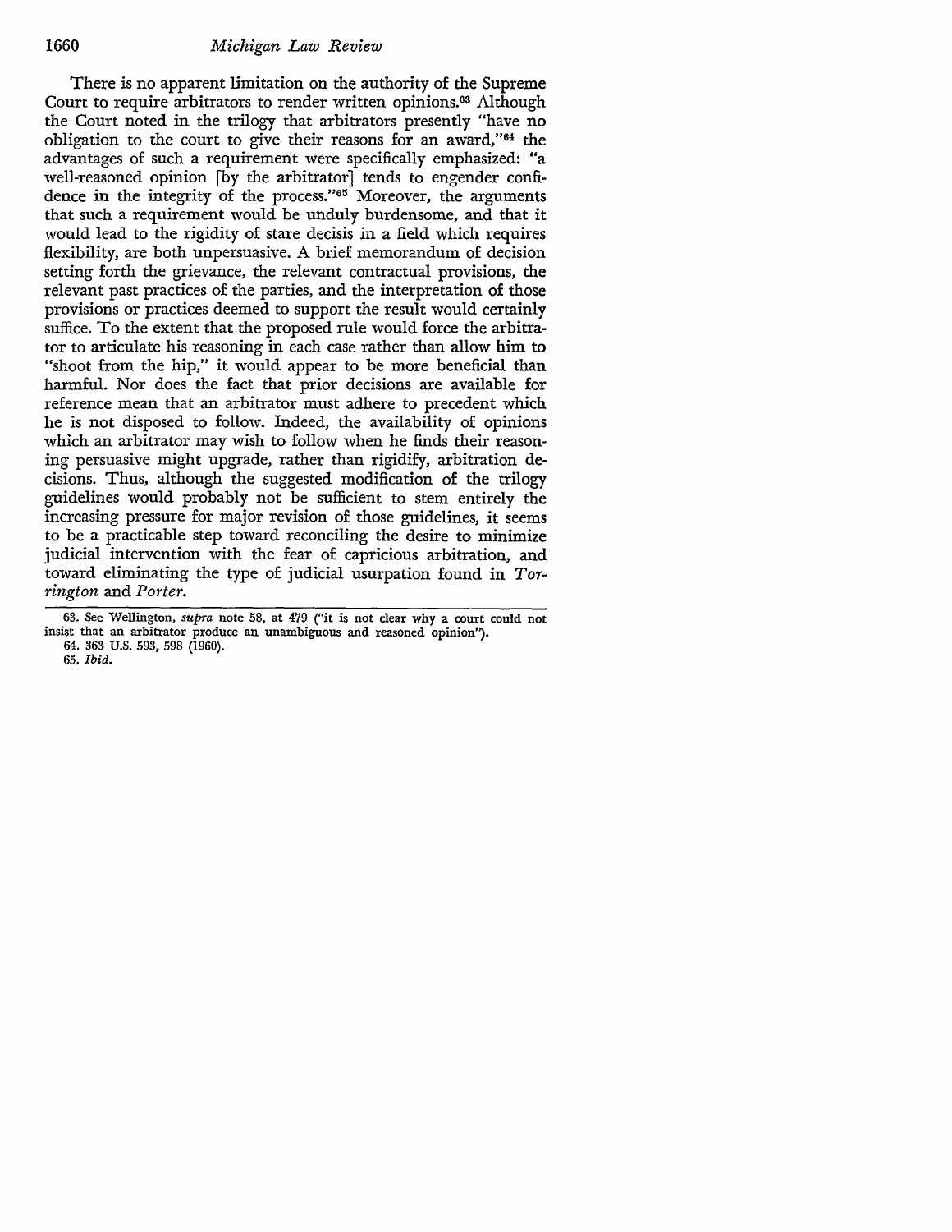There is no apparent limitation on the authority of the Supreme Court to require arbitrators to render written opinions.[63] Although the Court noted in the trilogy that arbitrators presently "have no obligation to the court to give their reasons for an award,"[64] the advantages of such a requirement were specifically emphasized: "a well-reasoned opinion [by the arbitrator] tends to engender confidence in the integrity of the process."[65] Moreover, the arguments that such a requirement would be unduly burdensome, and that it would lead to the rigidity of stare decisis in a field which requires flexibility, are both unpersuasive. A brief memorandum of decision setting forth the grievance, the relevant contractual provisions, the relevant past practices of the parties, and the interpretation of those provisions or practices deemed to support the result would certainly suffice. To the extent that the proposed rule would force the arbitrator to articulate his reasoning in each case rather than allow him to "shoot from the hip," it would appear to be more beneficial than harmful. Nor does the fact that prior decisions are available for reference mean that an arbitrator must adhere to precedent which he is not disposed to follow. Indeed, the availability of opinions which an arbitrator may wish to follow when he finds their reasoning persuasive might upgrade, rather than rigidify, arbitration decisions. Thus, although the suggested modification of the trilogy guidelines would probably not be sufficient to stem entirely the increasing pressure for major revision of those guidelines, it seems to be a practicable step toward reconciling the desire to minimize judicial intervention with the fear of capricious arbitration, and toward eliminating the type of judicial usurpation found in *Torrington* and *Porter*.

---

63. See Wellington, *supra* note 58, at 479 ("it is not clear why a court could not insist that an arbitrator produce an unambiguous and reasoned opinion").

64. 363 U.S. 593, 598 (1960).

65. *Ibid.*